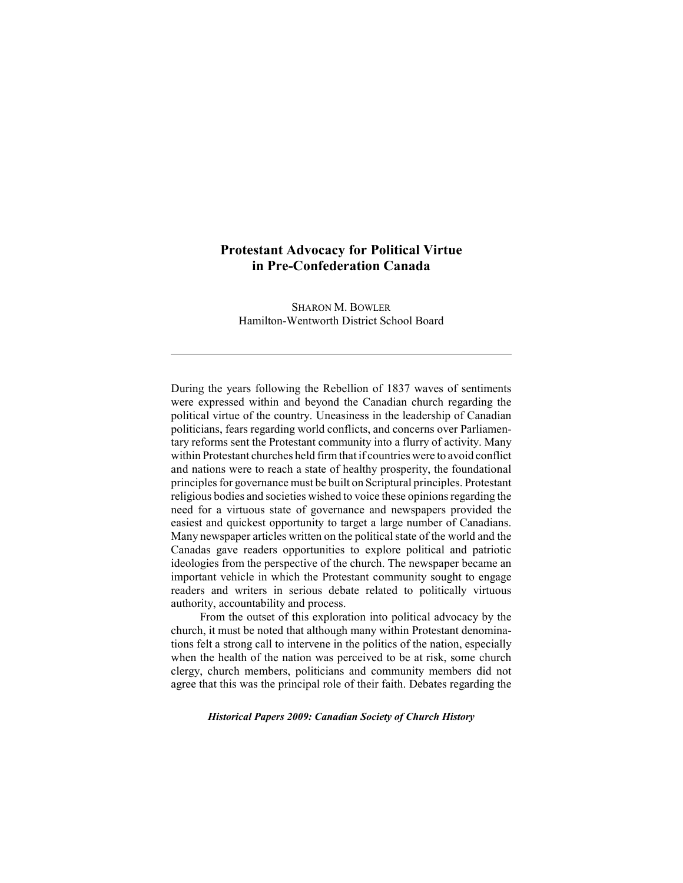# Protestant Advocacy for Political Virtue in Pre-Confederation Canada

SHARON M. BOWLER
Hamilton-Wentworth District School Board

---

During the years following the Rebellion of 1837 waves of sentiments were expressed within and beyond the Canadian church regarding the political virtue of the country. Uneasiness in the leadership of Canadian politicians, fears regarding world conflicts, and concerns over Parliamentary reforms sent the Protestant community into a flurry of activity. Many within Protestant churches held firm that if countries were to avoid conflict and nations were to reach a state of healthy prosperity, the foundational principles for governance must be built on Scriptural principles. Protestant religious bodies and societies wished to voice these opinions regarding the need for a virtuous state of governance and newspapers provided the easiest and quickest opportunity to target a large number of Canadians. Many newspaper articles written on the political state of the world and the Canadas gave readers opportunities to explore political and patriotic ideologies from the perspective of the church. The newspaper became an important vehicle in which the Protestant community sought to engage readers and writers in serious debate related to politically virtuous authority, accountability and process.

From the outset of this exploration into political advocacy by the church, it must be noted that although many within Protestant denominations felt a strong call to intervene in the politics of the nation, especially when the health of the nation was perceived to be at risk, some church clergy, church members, politicians and community members did not agree that this was the principal role of their faith. Debates regarding the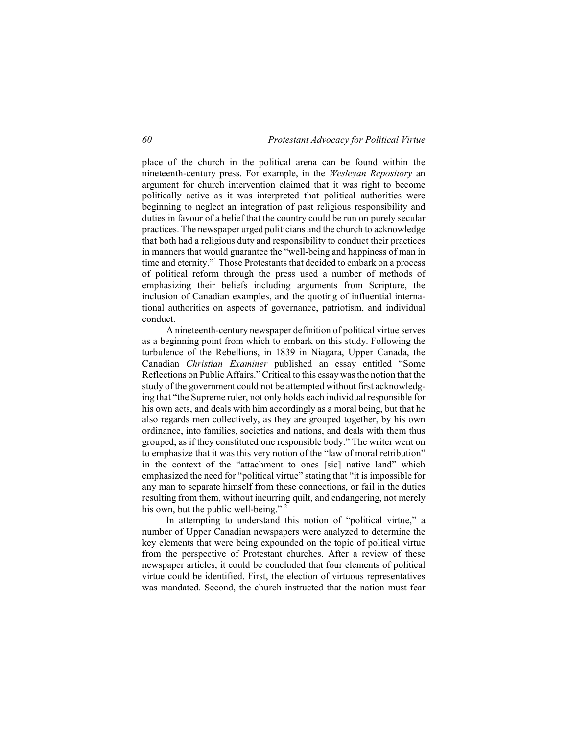place of the church in the political arena can be found within the nineteenth-century press. For example, in the *Wesleyan Repository* an argument for church intervention claimed that it was right to become politically active as it was interpreted that political authorities were beginning to neglect an integration of past religious responsibility and duties in favour of a belief that the country could be run on purely secular practices. The newspaper urged politicians and the church to acknowledge that both had a religious duty and responsibility to conduct their practices in manners that would guarantee the "well-being and happiness of man in time and eternity."[1] Those Protestants that decided to embark on a process of political reform through the press used a number of methods of emphasizing their beliefs including arguments from Scripture, the inclusion of Canadian examples, and the quoting of influential international authorities on aspects of governance, patriotism, and individual conduct.

A nineteenth-century newspaper definition of political virtue serves as a beginning point from which to embark on this study. Following the turbulence of the Rebellions, in 1839 in Niagara, Upper Canada, the Canadian *Christian Examiner* published an essay entitled "Some Reflections on Public Affairs." Critical to this essay was the notion that the study of the government could not be attempted without first acknowledging that "the Supreme ruler, not only holds each individual responsible for his own acts, and deals with him accordingly as a moral being, but that he also regards men collectively, as they are grouped together, by his own ordinance, into families, societies and nations, and deals with them thus grouped, as if they constituted one responsible body." The writer went on to emphasize that it was this very notion of the "law of moral retribution" in the context of the "attachment to ones [sic] native land" which emphasized the need for "political virtue" stating that "it is impossible for any man to separate himself from these connections, or fail in the duties resulting from them, without incurring quilt, and endangering, not merely his own, but the public well-being."[2]

In attempting to understand this notion of "political virtue," a number of Upper Canadian newspapers were analyzed to determine the key elements that were being expounded on the topic of political virtue from the perspective of Protestant churches. After a review of these newspaper articles, it could be concluded that four elements of political virtue could be identified. First, the election of virtuous representatives was mandated. Second, the church instructed that the nation must fear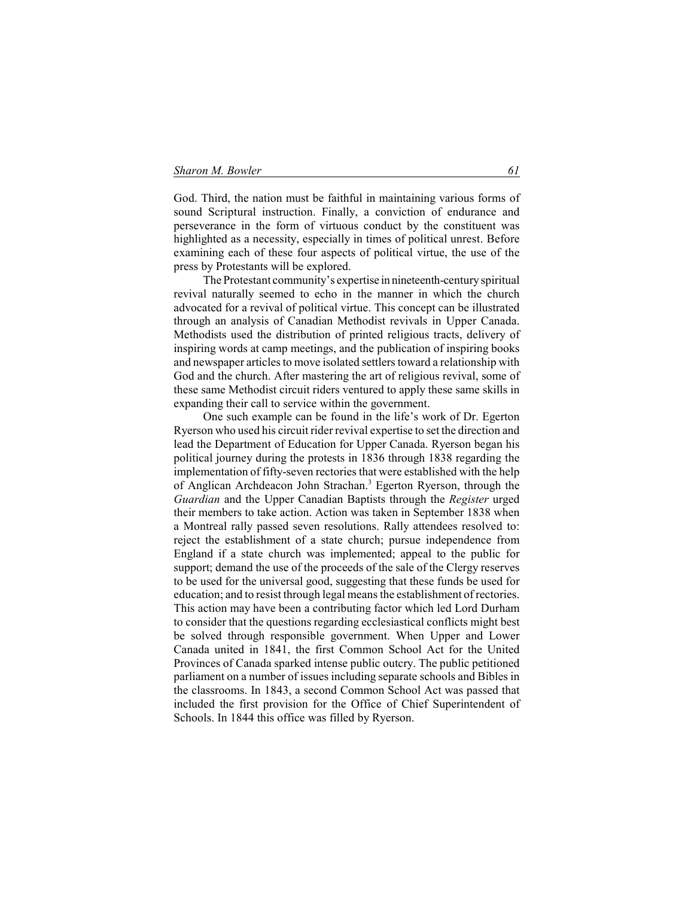God. Third, the nation must be faithful in maintaining various forms of sound Scriptural instruction. Finally, a conviction of endurance and perseverance in the form of virtuous conduct by the constituent was highlighted as a necessity, especially in times of political unrest. Before examining each of these four aspects of political virtue, the use of the press by Protestants will be explored.

The Protestant community's expertise in nineteenth-century spiritual revival naturally seemed to echo in the manner in which the church advocated for a revival of political virtue. This concept can be illustrated through an analysis of Canadian Methodist revivals in Upper Canada. Methodists used the distribution of printed religious tracts, delivery of inspiring words at camp meetings, and the publication of inspiring books and newspaper articles to move isolated settlers toward a relationship with God and the church. After mastering the art of religious revival, some of these same Methodist circuit riders ventured to apply these same skills in expanding their call to service within the government.

One such example can be found in the life's work of Dr. Egerton Ryerson who used his circuit rider revival expertise to set the direction and lead the Department of Education for Upper Canada. Ryerson began his political journey during the protests in 1836 through 1838 regarding the implementation of fifty-seven rectories that were established with the help of Anglican Archdeacon John Strachan.[3] Egerton Ryerson, through the *Guardian* and the Upper Canadian Baptists through the *Register* urged their members to take action. Action was taken in September 1838 when a Montreal rally passed seven resolutions. Rally attendees resolved to: reject the establishment of a state church; pursue independence from England if a state church was implemented; appeal to the public for support; demand the use of the proceeds of the sale of the Clergy reserves to be used for the universal good, suggesting that these funds be used for education; and to resist through legal means the establishment of rectories. This action may have been a contributing factor which led Lord Durham to consider that the questions regarding ecclesiastical conflicts might best be solved through responsible government. When Upper and Lower Canada united in 1841, the first Common School Act for the United Provinces of Canada sparked intense public outcry. The public petitioned parliament on a number of issues including separate schools and Bibles in the classrooms. In 1843, a second Common School Act was passed that included the first provision for the Office of Chief Superintendent of Schools. In 1844 this office was filled by Ryerson.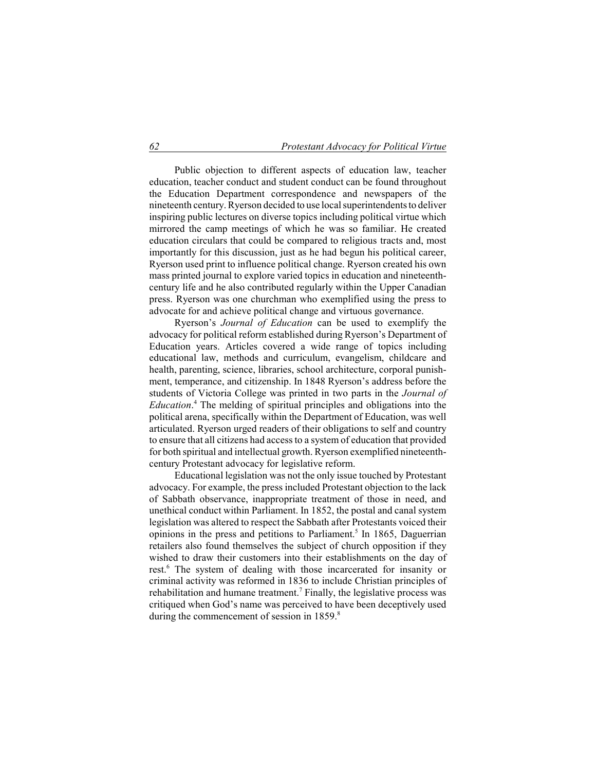Public objection to different aspects of education law, teacher education, teacher conduct and student conduct can be found throughout the Education Department correspondence and newspapers of the nineteenth century. Ryerson decided to use local superintendents to deliver inspiring public lectures on diverse topics including political virtue which mirrored the camp meetings of which he was so familiar. He created education circulars that could be compared to religious tracts and, most importantly for this discussion, just as he had begun his political career, Ryerson used print to influence political change. Ryerson created his own mass printed journal to explore varied topics in education and nineteenth-century life and he also contributed regularly within the Upper Canadian press. Ryerson was one churchman who exemplified using the press to advocate for and achieve political change and virtuous governance.

Ryerson's *Journal of Education* can be used to exemplify the advocacy for political reform established during Ryerson's Department of Education years. Articles covered a wide range of topics including educational law, methods and curriculum, evangelism, childcare and health, parenting, science, libraries, school architecture, corporal punishment, temperance, and citizenship. In 1848 Ryerson's address before the students of Victoria College was printed in two parts in the *Journal of Education*.[4] The melding of spiritual principles and obligations into the political arena, specifically within the Department of Education, was well articulated. Ryerson urged readers of their obligations to self and country to ensure that all citizens had access to a system of education that provided for both spiritual and intellectual growth. Ryerson exemplified nineteenth-century Protestant advocacy for legislative reform.

Educational legislation was not the only issue touched by Protestant advocacy. For example, the press included Protestant objection to the lack of Sabbath observance, inappropriate treatment of those in need, and unethical conduct within Parliament. In 1852, the postal and canal system legislation was altered to respect the Sabbath after Protestants voiced their opinions in the press and petitions to Parliament.[5] In 1865, Daguerrian retailers also found themselves the subject of church opposition if they wished to draw their customers into their establishments on the day of rest.[6] The system of dealing with those incarcerated for insanity or criminal activity was reformed in 1836 to include Christian principles of rehabilitation and humane treatment.[7] Finally, the legislative process was critiqued when God's name was perceived to have been deceptively used during the commencement of session in 1859.[8]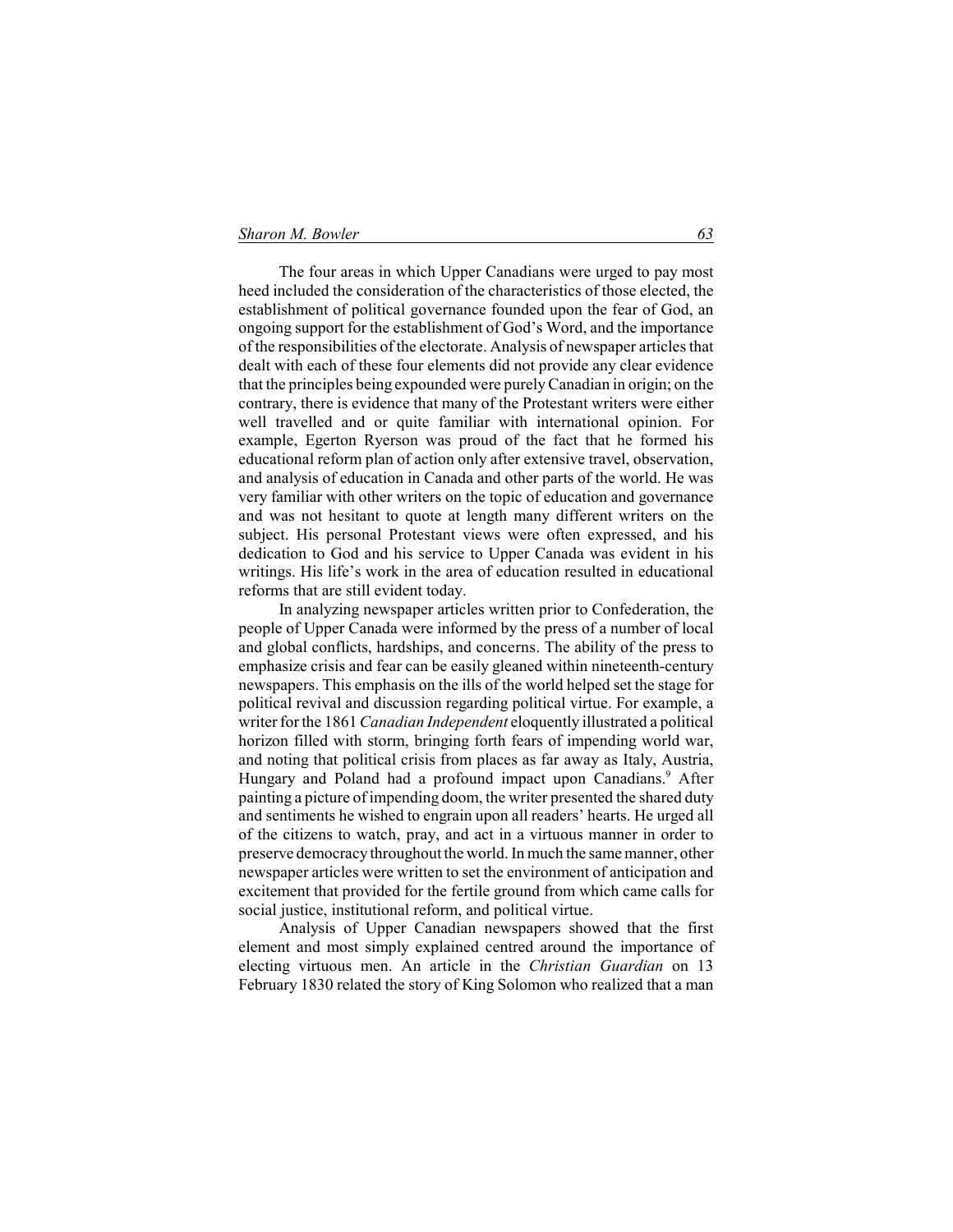The four areas in which Upper Canadians were urged to pay most heed included the consideration of the characteristics of those elected, the establishment of political governance founded upon the fear of God, an ongoing support for the establishment of God's Word, and the importance of the responsibilities of the electorate. Analysis of newspaper articles that dealt with each of these four elements did not provide any clear evidence that the principles being expounded were purely Canadian in origin; on the contrary, there is evidence that many of the Protestant writers were either well travelled and or quite familiar with international opinion. For example, Egerton Ryerson was proud of the fact that he formed his educational reform plan of action only after extensive travel, observation, and analysis of education in Canada and other parts of the world. He was very familiar with other writers on the topic of education and governance and was not hesitant to quote at length many different writers on the subject. His personal Protestant views were often expressed, and his dedication to God and his service to Upper Canada was evident in his writings. His life's work in the area of education resulted in educational reforms that are still evident today.

In analyzing newspaper articles written prior to Confederation, the people of Upper Canada were informed by the press of a number of local and global conflicts, hardships, and concerns. The ability of the press to emphasize crisis and fear can be easily gleaned within nineteenth-century newspapers. This emphasis on the ills of the world helped set the stage for political revival and discussion regarding political virtue. For example, a writer for the 1861 *Canadian Independent* eloquently illustrated a political horizon filled with storm, bringing forth fears of impending world war, and noting that political crisis from places as far away as Italy, Austria, Hungary and Poland had a profound impact upon Canadians.[9] After painting a picture of impending doom, the writer presented the shared duty and sentiments he wished to engrain upon all readers' hearts. He urged all of the citizens to watch, pray, and act in a virtuous manner in order to preserve democracy throughout the world. In much the same manner, other newspaper articles were written to set the environment of anticipation and excitement that provided for the fertile ground from which came calls for social justice, institutional reform, and political virtue.

Analysis of Upper Canadian newspapers showed that the first element and most simply explained centred around the importance of electing virtuous men. An article in the *Christian Guardian* on 13 February 1830 related the story of King Solomon who realized that a man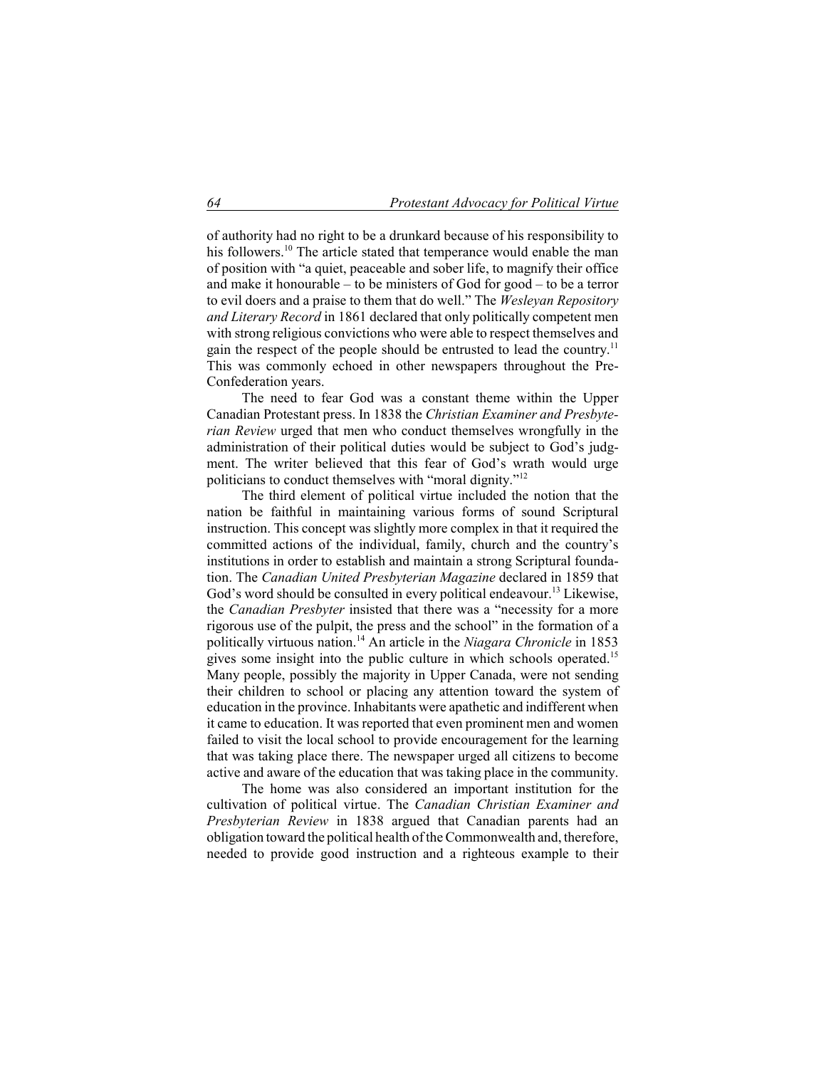of authority had no right to be a drunkard because of his responsibility to his followers.[10] The article stated that temperance would enable the man of position with "a quiet, peaceable and sober life, to magnify their office and make it honourable – to be ministers of God for good – to be a terror to evil doers and a praise to them that do well." The *Wesleyan Repository and Literary Record* in 1861 declared that only politically competent men with strong religious convictions who were able to respect themselves and gain the respect of the people should be entrusted to lead the country.[11] This was commonly echoed in other newspapers throughout the Pre-Confederation years.

The need to fear God was a constant theme within the Upper Canadian Protestant press. In 1838 the *Christian Examiner and Presbyterian Review* urged that men who conduct themselves wrongfully in the administration of their political duties would be subject to God's judgment. The writer believed that this fear of God's wrath would urge politicians to conduct themselves with "moral dignity."[12]

The third element of political virtue included the notion that the nation be faithful in maintaining various forms of sound Scriptural instruction. This concept was slightly more complex in that it required the committed actions of the individual, family, church and the country's institutions in order to establish and maintain a strong Scriptural foundation. The *Canadian United Presbyterian Magazine* declared in 1859 that God's word should be consulted in every political endeavour.[13] Likewise, the *Canadian Presbyter* insisted that there was a "necessity for a more rigorous use of the pulpit, the press and the school" in the formation of a politically virtuous nation.[14] An article in the *Niagara Chronicle* in 1853 gives some insight into the public culture in which schools operated.[15] Many people, possibly the majority in Upper Canada, were not sending their children to school or placing any attention toward the system of education in the province. Inhabitants were apathetic and indifferent when it came to education. It was reported that even prominent men and women failed to visit the local school to provide encouragement for the learning that was taking place there. The newspaper urged all citizens to become active and aware of the education that was taking place in the community.

The home was also considered an important institution for the cultivation of political virtue. The *Canadian Christian Examiner and Presbyterian Review* in 1838 argued that Canadian parents had an obligation toward the political health of the Commonwealth and, therefore, needed to provide good instruction and a righteous example to their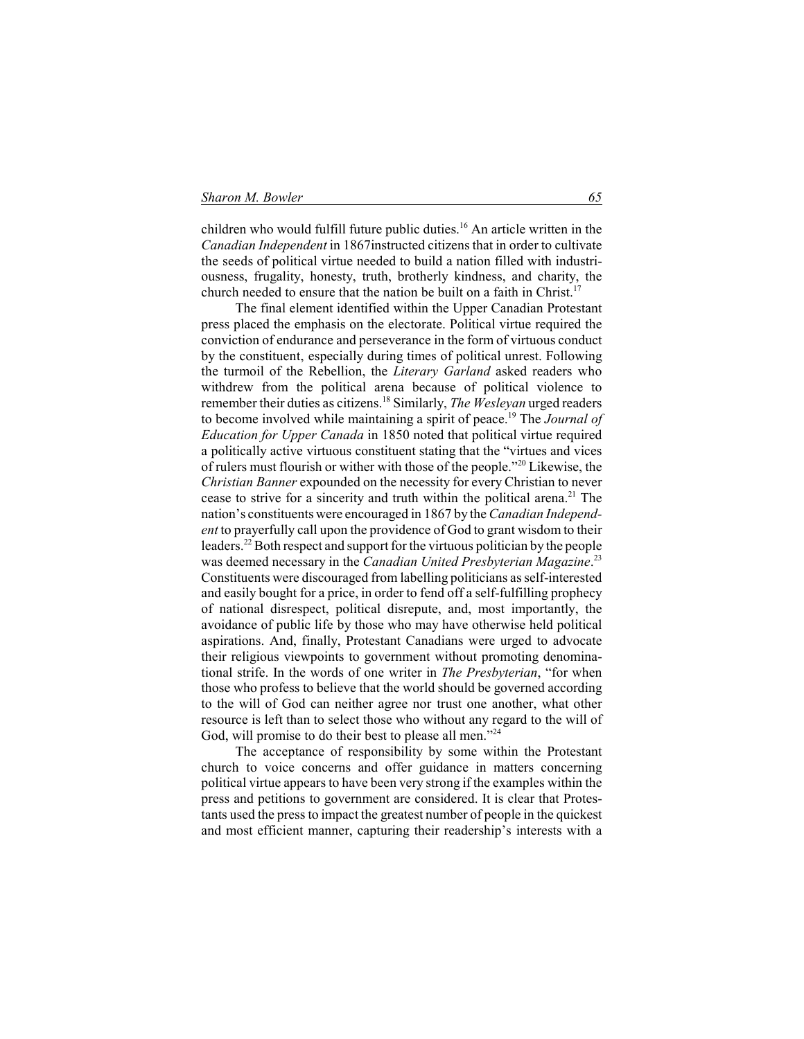children who would fulfill future public duties.[16] An article written in the *Canadian Independent* in 1867instructed citizens that in order to cultivate the seeds of political virtue needed to build a nation filled with industriousness, frugality, honesty, truth, brotherly kindness, and charity, the church needed to ensure that the nation be built on a faith in Christ.[17]

The final element identified within the Upper Canadian Protestant press placed the emphasis on the electorate. Political virtue required the conviction of endurance and perseverance in the form of virtuous conduct by the constituent, especially during times of political unrest. Following the turmoil of the Rebellion, the *Literary Garland* asked readers who withdrew from the political arena because of political violence to remember their duties as citizens.[18] Similarly, *The Wesleyan* urged readers to become involved while maintaining a spirit of peace.[19] The *Journal of Education for Upper Canada* in 1850 noted that political virtue required a politically active virtuous constituent stating that the "virtues and vices of rulers must flourish or wither with those of the people."[20] Likewise, the *Christian Banner* expounded on the necessity for every Christian to never cease to strive for a sincerity and truth within the political arena.[21] The nation's constituents were encouraged in 1867 by the *Canadian Independent* to prayerfully call upon the providence of God to grant wisdom to their leaders.[22] Both respect and support for the virtuous politician by the people was deemed necessary in the *Canadian United Presbyterian Magazine*.[23] Constituents were discouraged from labelling politicians as self-interested and easily bought for a price, in order to fend off a self-fulfilling prophecy of national disrespect, political disrepute, and, most importantly, the avoidance of public life by those who may have otherwise held political aspirations. And, finally, Protestant Canadians were urged to advocate their religious viewpoints to government without promoting denominational strife. In the words of one writer in *The Presbyterian*, "for when those who profess to believe that the world should be governed according to the will of God can neither agree nor trust one another, what other resource is left than to select those who without any regard to the will of God, will promise to do their best to please all men."[24]

The acceptance of responsibility by some within the Protestant church to voice concerns and offer guidance in matters concerning political virtue appears to have been very strong if the examples within the press and petitions to government are considered. It is clear that Protestants used the press to impact the greatest number of people in the quickest and most efficient manner, capturing their readership's interests with a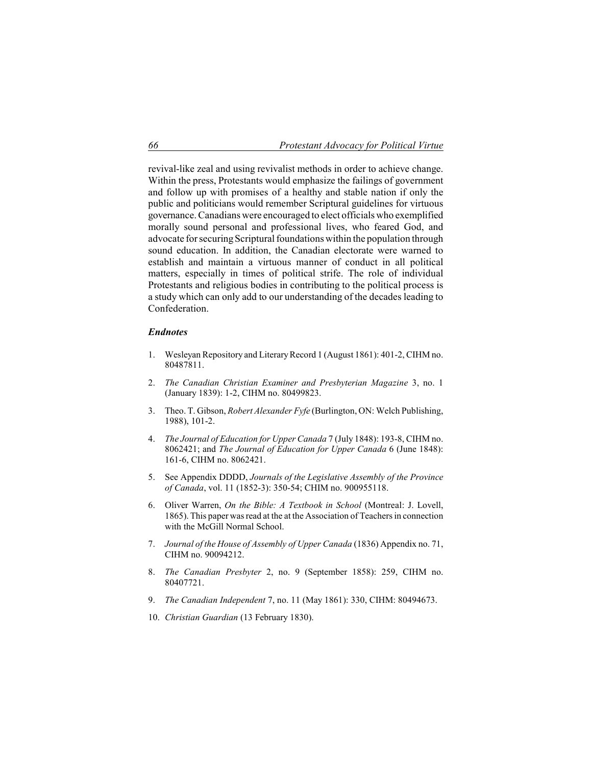revival-like zeal and using revivalist methods in order to achieve change. Within the press, Protestants would emphasize the failings of government and follow up with promises of a healthy and stable nation if only the public and politicians would remember Scriptural guidelines for virtuous governance. Canadians were encouraged to elect officials who exemplified morally sound personal and professional lives, who feared God, and advocate for securing Scriptural foundations within the population through sound education. In addition, the Canadian electorate were warned to establish and maintain a virtuous manner of conduct in all political matters, especially in times of political strife. The role of individual Protestants and religious bodies in contributing to the political process is a study which can only add to our understanding of the decades leading to Confederation.

### *Endnotes*

1. Wesleyan Repository and Literary Record 1 (August 1861): 401-2, CIHM no. 80487811.
2. *The Canadian Christian Examiner and Presbyterian Magazine* 3, no. 1 (January 1839): 1-2, CIHM no. 80499823.
3. Theo. T. Gibson, *Robert Alexander Fyfe* (Burlington, ON: Welch Publishing, 1988), 101-2.
4. *The Journal of Education for Upper Canada* 7 (July 1848): 193-8, CIHM no. 8062421; and *The Journal of Education for Upper Canada* 6 (June 1848): 161-6, CIHM no. 8062421.
5. See Appendix DDDD, *Journals of the Legislative Assembly of the Province of Canada*, vol. 11 (1852-3): 350-54; CHIM no. 900955118.
6. Oliver Warren, *On the Bible: A Textbook in School* (Montreal: J. Lovell, 1865). This paper was read at the at the Association of Teachers in connection with the McGill Normal School.
7. *Journal of the House of Assembly of Upper Canada* (1836) Appendix no. 71, CIHM no. 90094212.
8. *The Canadian Presbyter* 2, no. 9 (September 1858): 259, CIHM no. 80407721.
9. *The Canadian Independent* 7, no. 11 (May 1861): 330, CIHM: 80494673.
10. *Christian Guardian* (13 February 1830).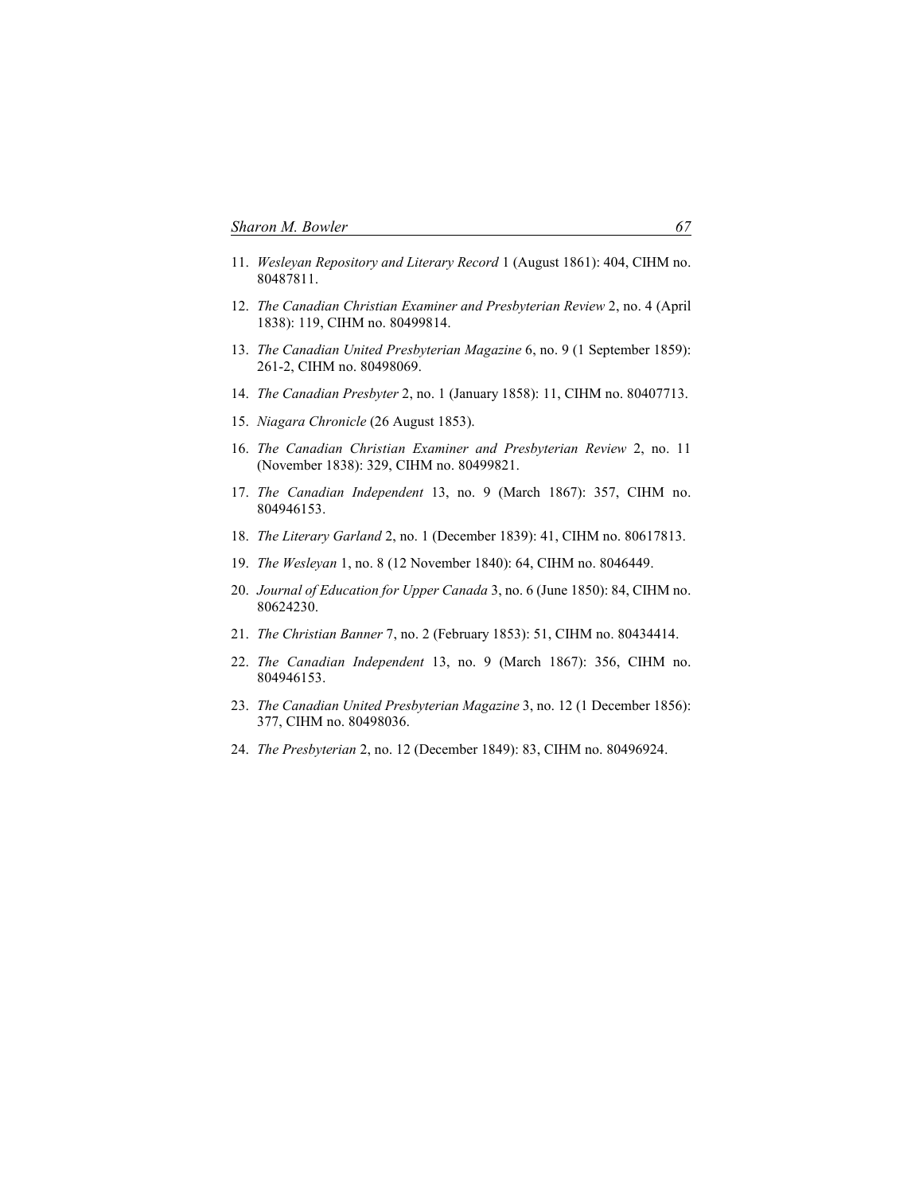11. *Wesleyan Repository and Literary Record* 1 (August 1861): 404, CIHM no. 80487811.

12. *The Canadian Christian Examiner and Presbyterian Review* 2, no. 4 (April 1838): 119, CIHM no. 80499814.

13. *The Canadian United Presbyterian Magazine* 6, no. 9 (1 September 1859): 261-2, CIHM no. 80498069.

14. *The Canadian Presbyter* 2, no. 1 (January 1858): 11, CIHM no. 80407713.

15. *Niagara Chronicle* (26 August 1853).

16. *The Canadian Christian Examiner and Presbyterian Review* 2, no. 11 (November 1838): 329, CIHM no. 80499821.

17. *The Canadian Independent* 13, no. 9 (March 1867): 357, CIHM no. 804946153.

18. *The Literary Garland* 2, no. 1 (December 1839): 41, CIHM no. 80617813.

19. *The Wesleyan* 1, no. 8 (12 November 1840): 64, CIHM no. 8046449.

20. *Journal of Education for Upper Canada* 3, no. 6 (June 1850): 84, CIHM no. 80624230.

21. *The Christian Banner* 7, no. 2 (February 1853): 51, CIHM no. 80434414.

22. *The Canadian Independent* 13, no. 9 (March 1867): 356, CIHM no. 804946153.

23. *The Canadian United Presbyterian Magazine* 3, no. 12 (1 December 1856): 377, CIHM no. 80498036.

24. *The Presbyterian* 2, no. 12 (December 1849): 83, CIHM no. 80496924.